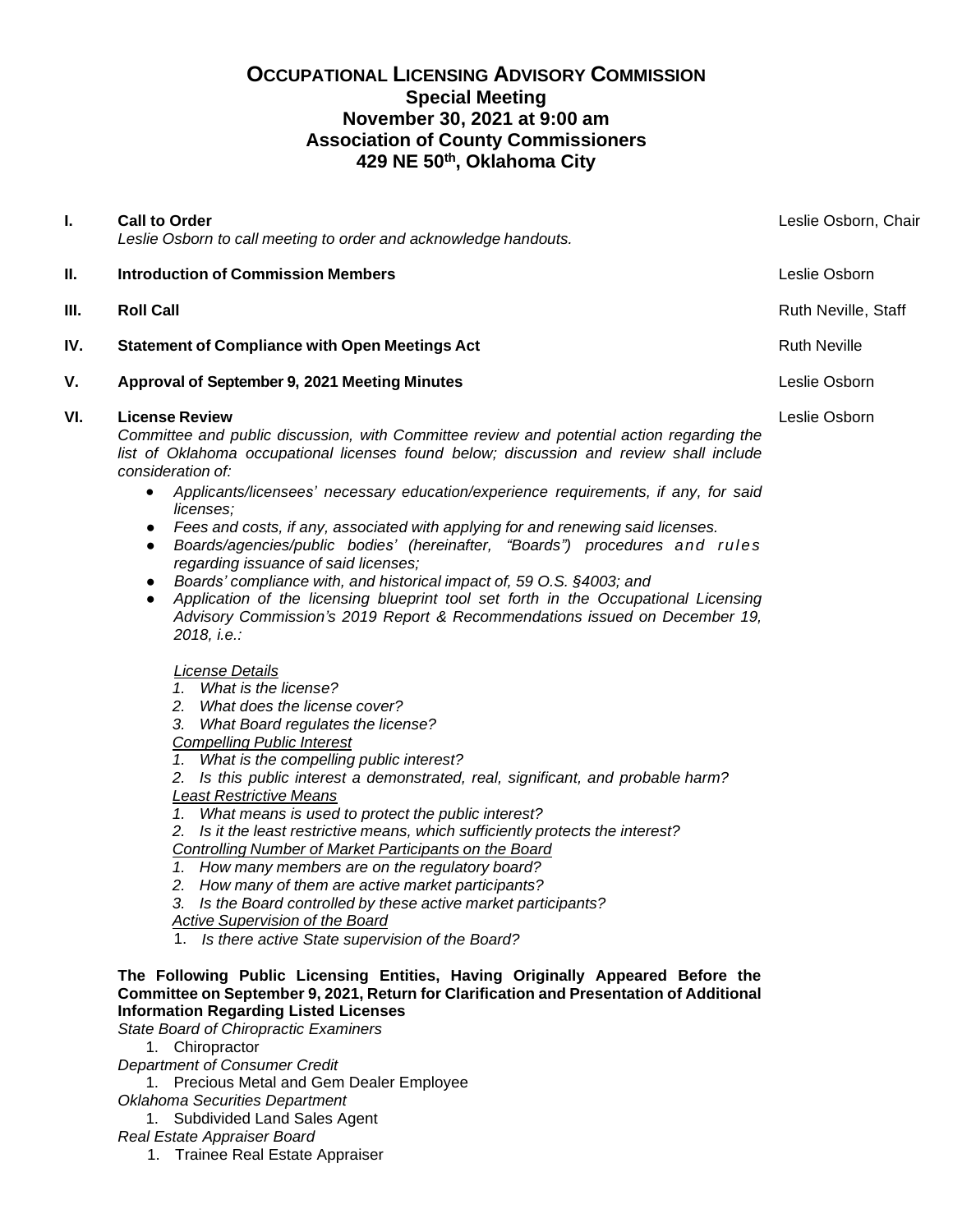# OCCUPATIONAL LICENSING ADVISORY COMMISSION

## Special Meeting
## November 30, 2021 at 9:00 am
## Association of County Commissioners
## 429 NE 50th, Oklahoma City

**I. Call to Order** — Leslie Osborn, Chair

*Leslie Osborn to call meeting to order and acknowledge handouts.*

**II. Introduction of Commission Members** — Leslie Osborn

**III. Roll Call** — Ruth Neville, Staff

**IV. Statement of Compliance with Open Meetings Act** — Ruth Neville

**V. Approval of September 9, 2021 Meeting Minutes** — Leslie Osborn

**VI. License Review** — Leslie Osborn

*Committee and public discussion, with Committee review and potential action regarding the list of Oklahoma occupational licenses found below; discussion and review shall include consideration of:*

- *Applicants/licensees' necessary education/experience requirements, if any, for said licenses;*
- *Fees and costs, if any, associated with applying for and renewing said licenses.*
- *Boards/agencies/public bodies' (hereinafter, "Boards") procedures and rules regarding issuance of said licenses;*
- *Boards' compliance with, and historical impact of, 59 O.S. §4003; and*
- *Application of the licensing blueprint tool set forth in the Occupational Licensing Advisory Commission's 2019 Report & Recommendations issued on December 19, 2018, i.e.:*

  *License Details*
  1. *What is the license?*
  2. *What does the license cover?*
  3. *What Board regulates the license?*

  *Compelling Public Interest*
  1. *What is the compelling public interest?*
  2. *Is this public interest a demonstrated, real, significant, and probable harm?*

  *Least Restrictive Means*
  1. *What means is used to protect the public interest?*
  2. *Is it the least restrictive means, which sufficiently protects the interest?*

  *Controlling Number of Market Participants on the Board*
  1. *How many members are on the regulatory board?*
  2. *How many of them are active market participants?*
  3. *Is the Board controlled by these active market participants?*

  *Active Supervision of the Board*
  1. *Is there active State supervision of the Board?*

**The Following Public Licensing Entities, Having Originally Appeared Before the Committee on September 9, 2021, Return for Clarification and Presentation of Additional Information Regarding Listed Licenses**

*State Board of Chiropractic Examiners*
1. Chiropractor

*Department of Consumer Credit*
1. Precious Metal and Gem Dealer Employee

*Oklahoma Securities Department*
1. Subdivided Land Sales Agent

*Real Estate Appraiser Board*
1. Trainee Real Estate Appraiser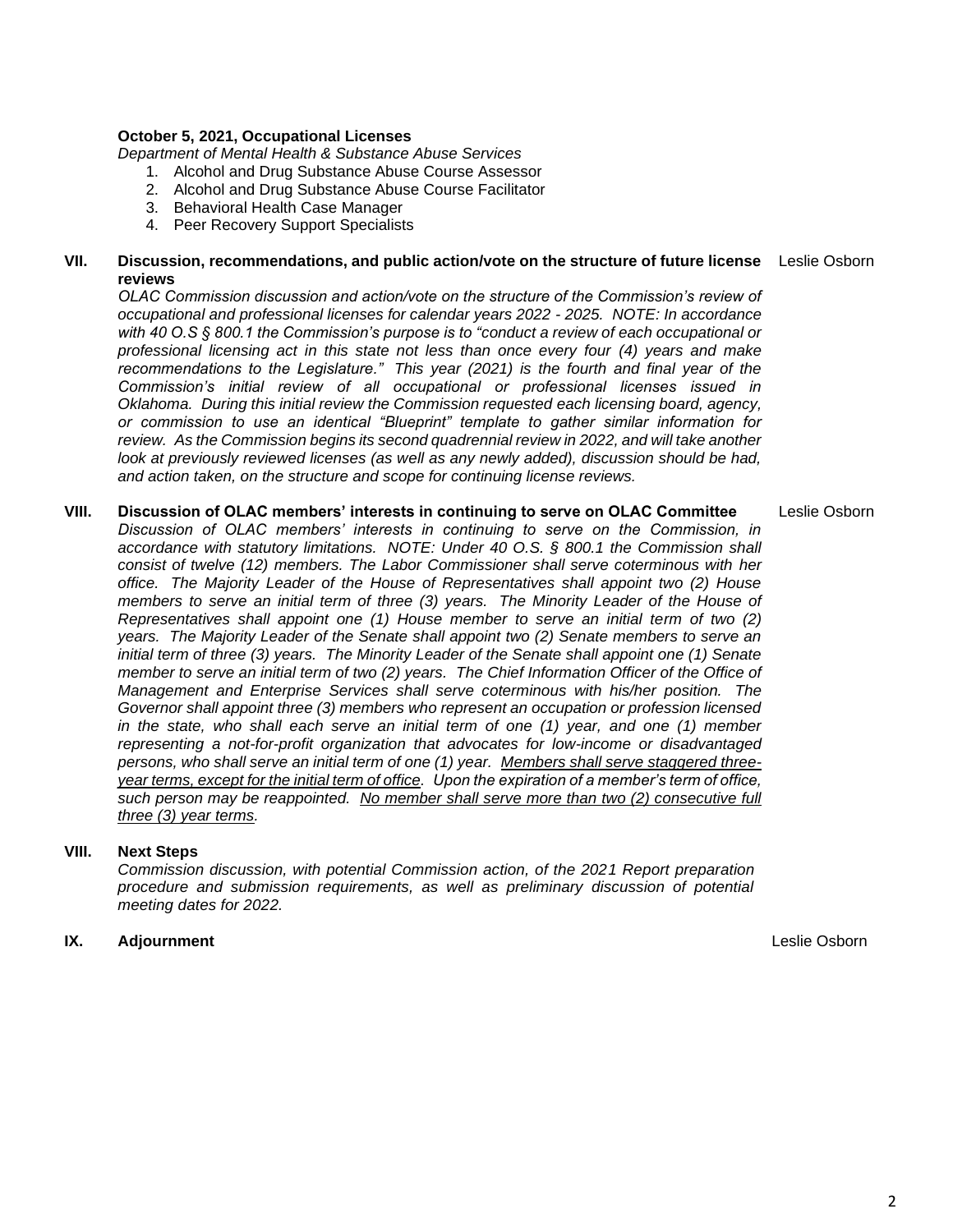**October 5, 2021, Occupational Licenses**

*Department of Mental Health & Substance Abuse Services*

1. Alcohol and Drug Substance Abuse Course Assessor
2. Alcohol and Drug Substance Abuse Course Facilitator
3. Behavioral Health Case Manager
4. Peer Recovery Support Specialists

**VII. Discussion, recommendations, and public action/vote on the structure of future license reviews** — Leslie Osborn

*OLAC Commission discussion and action/vote on the structure of the Commission's review of occupational and professional licenses for calendar years 2022 - 2025. NOTE: In accordance with 40 O.S § 800.1 the Commission's purpose is to "conduct a review of each occupational or professional licensing act in this state not less than once every four (4) years and make recommendations to the Legislature." This year (2021) is the fourth and final year of the Commission's initial review of all occupational or professional licenses issued in Oklahoma. During this initial review the Commission requested each licensing board, agency, or commission to use an identical "Blueprint" template to gather similar information for review. As the Commission begins its second quadrennial review in 2022, and will take another look at previously reviewed licenses (as well as any newly added), discussion should be had, and action taken, on the structure and scope for continuing license reviews.*

**VIII. Discussion of OLAC members' interests in continuing to serve on OLAC Committee** — Leslie Osborn

*Discussion of OLAC members' interests in continuing to serve on the Commission, in accordance with statutory limitations. NOTE: Under 40 O.S. § 800.1 the Commission shall consist of twelve (12) members. The Labor Commissioner shall serve coterminous with her office. The Majority Leader of the House of Representatives shall appoint two (2) House members to serve an initial term of three (3) years. The Minority Leader of the House of Representatives shall appoint one (1) House member to serve an initial term of two (2) years. The Majority Leader of the Senate shall appoint two (2) Senate members to serve an initial term of three (3) years. The Minority Leader of the Senate shall appoint one (1) Senate member to serve an initial term of two (2) years. The Chief Information Officer of the Office of Management and Enterprise Services shall serve coterminous with his/her position. The Governor shall appoint three (3) members who represent an occupation or profession licensed in the state, who shall each serve an initial term of one (1) year, and one (1) member representing a not-for-profit organization that advocates for low-income or disadvantaged persons, who shall serve an initial term of one (1) year. <u>Members shall serve staggered three-year terms, except for the initial term of office</u>. Upon the expiration of a member's term of office, such person may be reappointed. <u>No member shall serve more than two (2) consecutive full three (3) year terms</u>.*

**VIII. Next Steps**

*Commission discussion, with potential Commission action, of the 2021 Report preparation procedure and submission requirements, as well as preliminary discussion of potential meeting dates for 2022.*

**IX. Adjournment** — Leslie Osborn